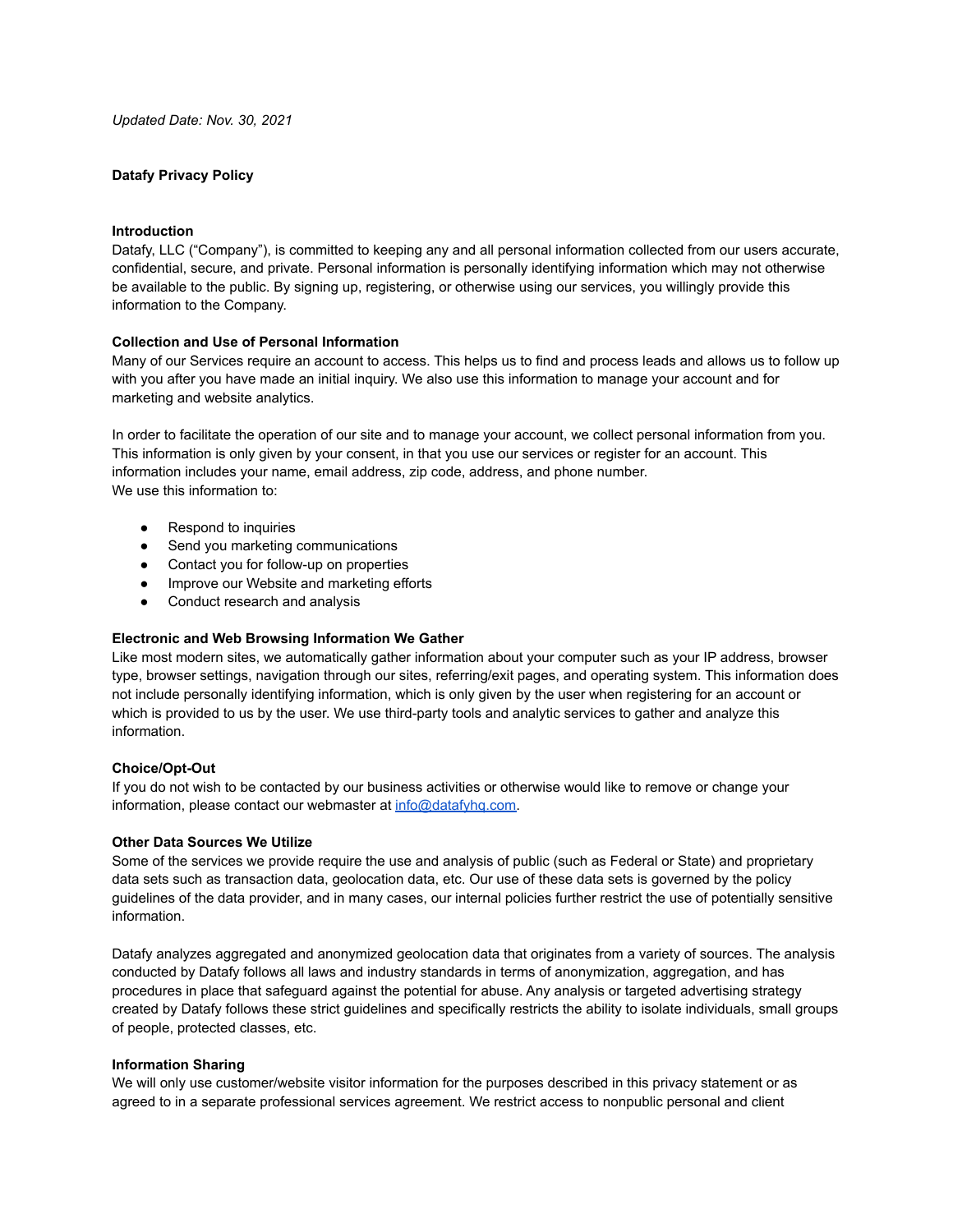*Updated Date: Nov. 30, 2021*

**Datafy Privacy Policy**

**Introduction**

Datafy, LLC ("Company"), is committed to keeping any and all personal information collected from our users accurate, confidential, secure, and private. Personal information is personally identifying information which may not otherwise be available to the public. By signing up, registering, or otherwise using our services, you willingly provide this information to the Company.

**Collection and Use of Personal Information**

Many of our Services require an account to access. This helps us to find and process leads and allows us to follow up with you after you have made an initial inquiry. We also use this information to manage your account and for marketing and website analytics.

In order to facilitate the operation of our site and to manage your account, we collect personal information from you. This information is only given by your consent, in that you use our services or register for an account. This information includes your name, email address, zip code, address, and phone number.
We use this information to:

- Respond to inquiries
- Send you marketing communications
- Contact you for follow-up on properties
- Improve our Website and marketing efforts
- Conduct research and analysis

**Electronic and Web Browsing Information We Gather**

Like most modern sites, we automatically gather information about your computer such as your IP address, browser type, browser settings, navigation through our sites, referring/exit pages, and operating system. This information does not include personally identifying information, which is only given by the user when registering for an account or which is provided to us by the user. We use third-party tools and analytic services to gather and analyze this information.

**Choice/Opt-Out**

If you do not wish to be contacted by our business activities or otherwise would like to remove or change your information, please contact our webmaster at info@datafyhq.com.

**Other Data Sources We Utilize**

Some of the services we provide require the use and analysis of public (such as Federal or State) and proprietary data sets such as transaction data, geolocation data, etc. Our use of these data sets is governed by the policy guidelines of the data provider, and in many cases, our internal policies further restrict the use of potentially sensitive information.

Datafy analyzes aggregated and anonymized geolocation data that originates from a variety of sources. The analysis conducted by Datafy follows all laws and industry standards in terms of anonymization, aggregation, and has procedures in place that safeguard against the potential for abuse. Any analysis or targeted advertising strategy created by Datafy follows these strict guidelines and specifically restricts the ability to isolate individuals, small groups of people, protected classes, etc.

**Information Sharing**

We will only use customer/website visitor information for the purposes described in this privacy statement or as agreed to in a separate professional services agreement. We restrict access to nonpublic personal and client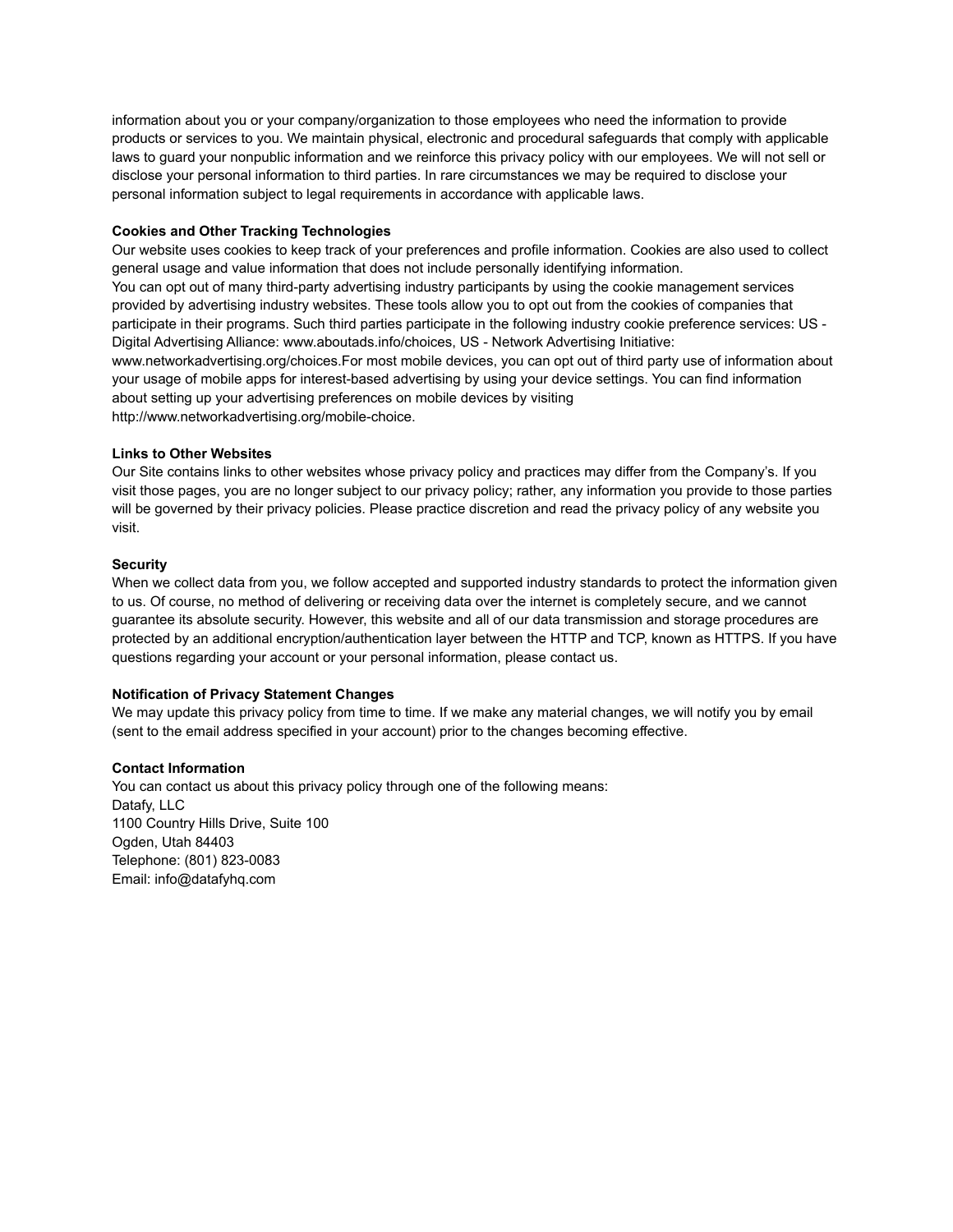information about you or your company/organization to those employees who need the information to provide products or services to you. We maintain physical, electronic and procedural safeguards that comply with applicable laws to guard your nonpublic information and we reinforce this privacy policy with our employees. We will not sell or disclose your personal information to third parties. In rare circumstances we may be required to disclose your personal information subject to legal requirements in accordance with applicable laws.

**Cookies and Other Tracking Technologies**

Our website uses cookies to keep track of your preferences and profile information. Cookies are also used to collect general usage and value information that does not include personally identifying information.

You can opt out of many third-party advertising industry participants by using the cookie management services provided by advertising industry websites. These tools allow you to opt out from the cookies of companies that participate in their programs. Such third parties participate in the following industry cookie preference services: US - Digital Advertising Alliance: www.aboutads.info/choices, US - Network Advertising Initiative: www.networkadvertising.org/choices.For most mobile devices, you can opt out of third party use of information about your usage of mobile apps for interest-based advertising by using your device settings. You can find information about setting up your advertising preferences on mobile devices by visiting http://www.networkadvertising.org/mobile-choice.

**Links to Other Websites**

Our Site contains links to other websites whose privacy policy and practices may differ from the Company's. If you visit those pages, you are no longer subject to our privacy policy; rather, any information you provide to those parties will be governed by their privacy policies. Please practice discretion and read the privacy policy of any website you visit.

**Security**

When we collect data from you, we follow accepted and supported industry standards to protect the information given to us. Of course, no method of delivering or receiving data over the internet is completely secure, and we cannot guarantee its absolute security. However, this website and all of our data transmission and storage procedures are protected by an additional encryption/authentication layer between the HTTP and TCP, known as HTTPS. If you have questions regarding your account or your personal information, please contact us.

**Notification of Privacy Statement Changes**

We may update this privacy policy from time to time. If we make any material changes, we will notify you by email (sent to the email address specified in your account) prior to the changes becoming effective.

**Contact Information**

You can contact us about this privacy policy through one of the following means:
Datafy, LLC
1100 Country Hills Drive, Suite 100
Ogden, Utah 84403
Telephone: (801) 823-0083
Email: info@datafyhq.com